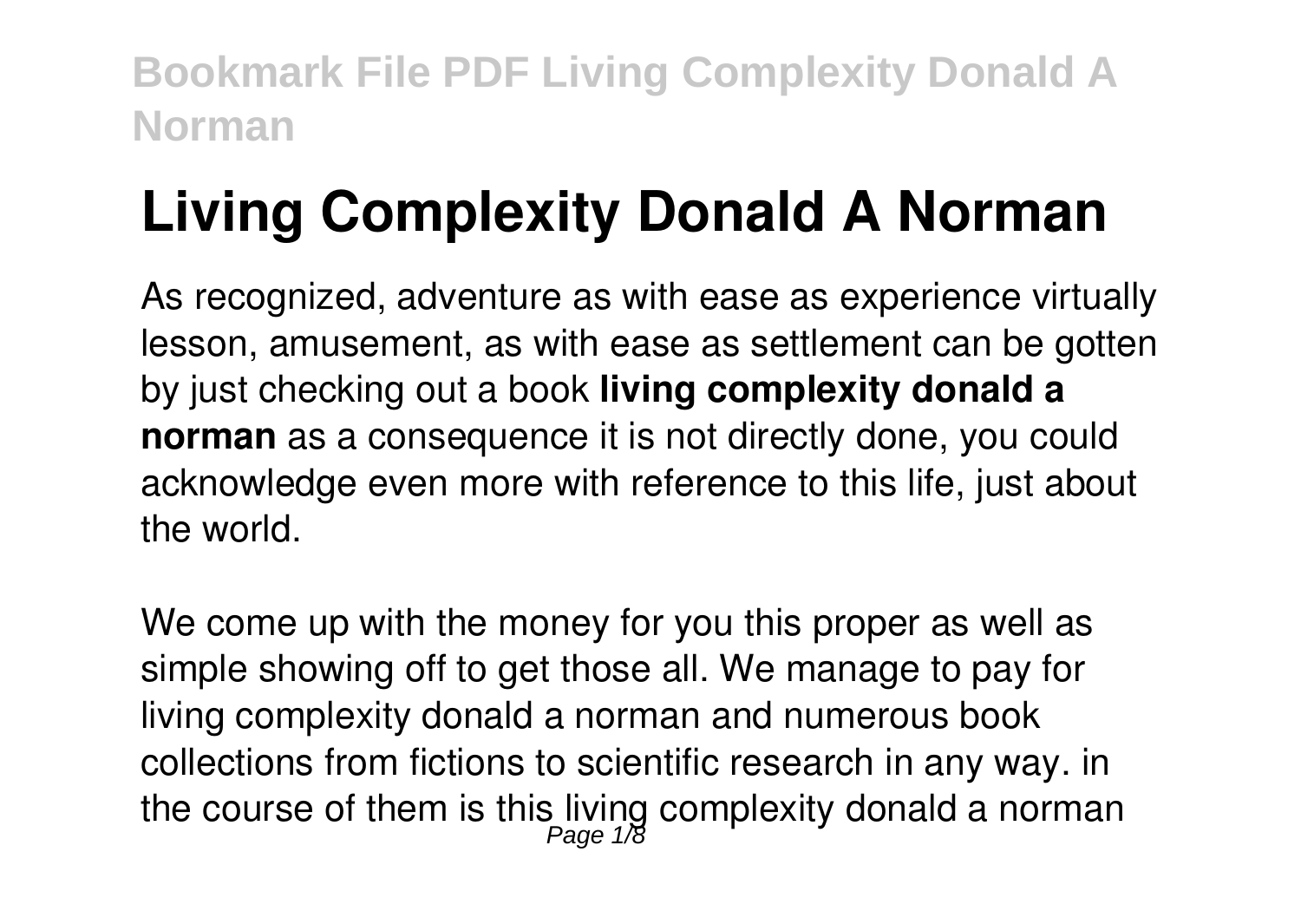# Living Complexity Donald A Norman

As recognized, adventure as with ease as experience virtually lesson, amusement, as with ease as settlement can be gotten by just checking out a book **living complexity donald a norman** as a consequence it is not directly done, you could acknowledge even more with reference to this life, just about the world.

We come up with the money for you this proper as well as simple showing off to get those all. We manage to pay for living complexity donald a norman and numerous book collections from fictions to scientific research in any way. in the course of them is this living complexity donald a norman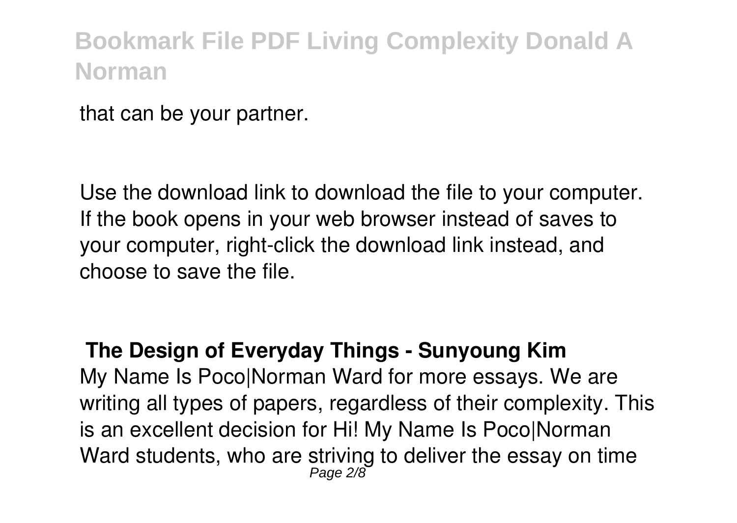that can be your partner.

Use the download link to download the file to your computer. If the book opens in your web browser instead of saves to your computer, right-click the download link instead, and choose to save the file.

## The Design of Everyday Things - Sunyoung Kim

My Name Is Poco|Norman Ward for more essays. We are writing all types of papers, regardless of their complexity. This is an excellent decision for Hi! My Name Is Poco|Norman Ward students, who are striving to deliver the essay on time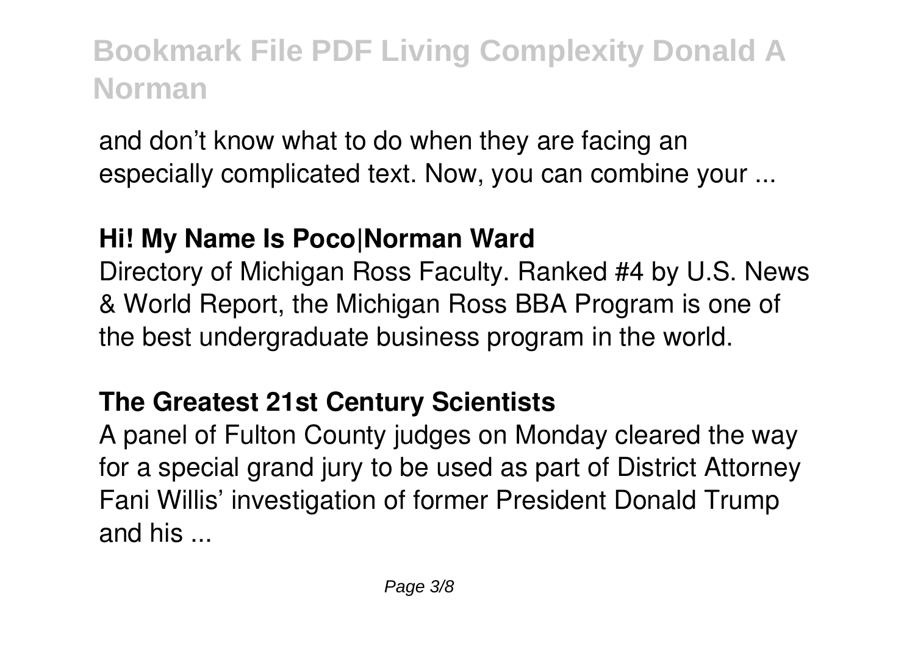and don’t know what to do when they are facing an especially complicated text. Now, you can combine your ...

**Hi! My Name Is Poco|Norman Ward**

Directory of Michigan Ross Faculty. Ranked #4 by U.S. News & World Report, the Michigan Ross BBA Program is one of the best undergraduate business program in the world.

**The Greatest 21st Century Scientists**

A panel of Fulton County judges on Monday cleared the way for a special grand jury to be used as part of District Attorney Fani Willis’ investigation of former President Donald Trump and his ...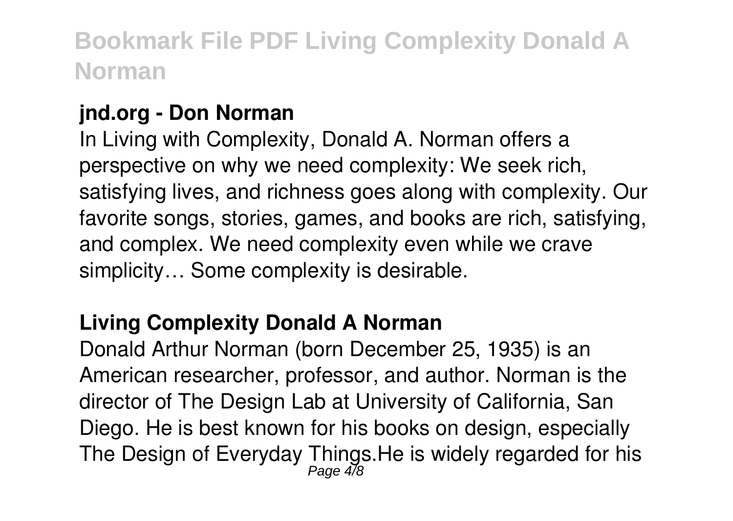**jnd.org - Don Norman**

In Living with Complexity, Donald A. Norman offers a perspective on why we need complexity: We seek rich, satisfying lives, and richness goes along with complexity. Our favorite songs, stories, games, and books are rich, satisfying, and complex. We need complexity even while we crave simplicity… Some complexity is desirable.

**Living Complexity Donald A Norman**

Donald Arthur Norman (born December 25, 1935) is an American researcher, professor, and author. Norman is the director of The Design Lab at University of California, San Diego. He is best known for his books on design, especially The Design of Everyday Things.He is widely regarded for his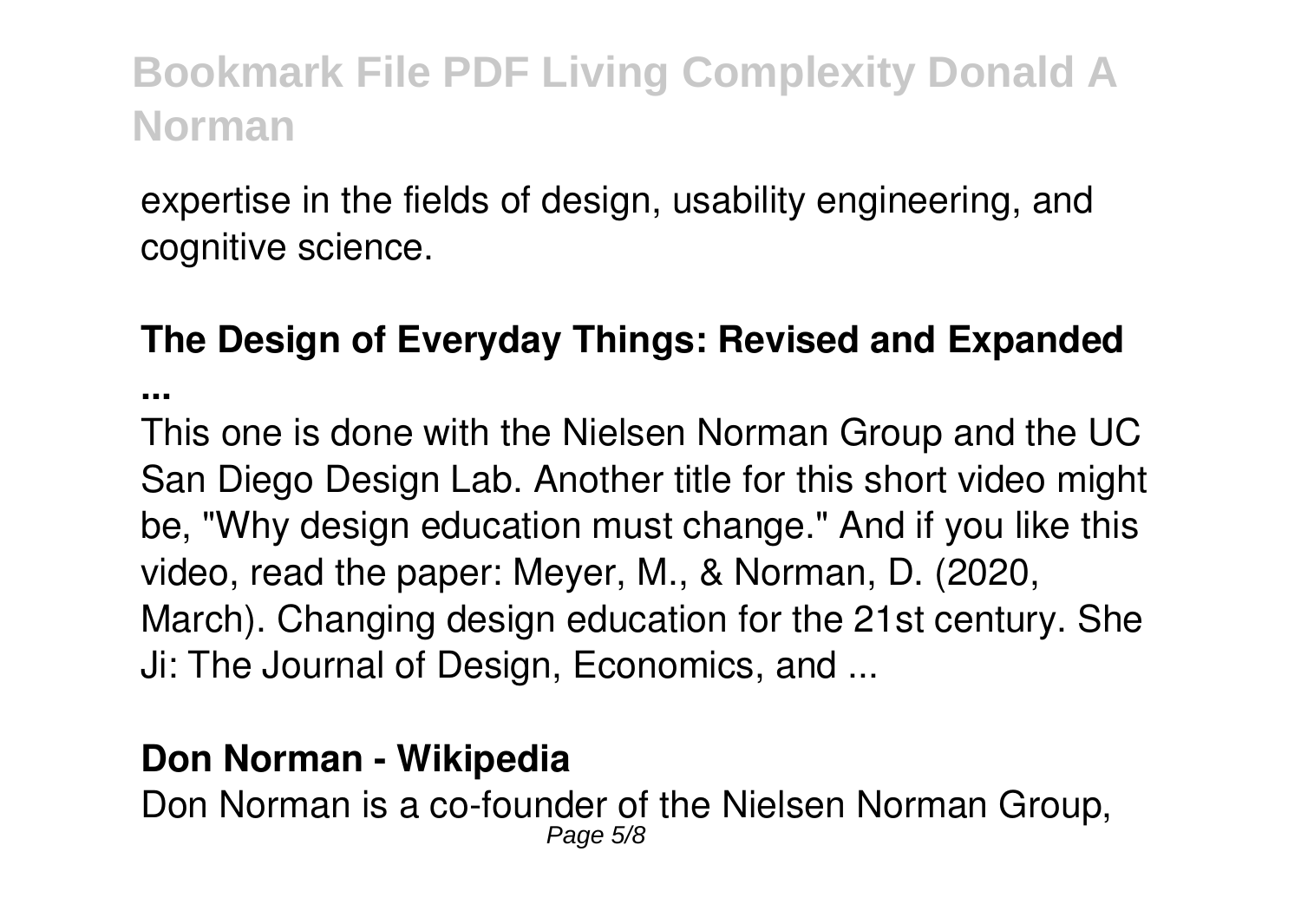expertise in the fields of design, usability engineering, and cognitive science.

**The Design of Everyday Things: Revised and Expanded ...**

This one is done with the Nielsen Norman Group and the UC San Diego Design Lab. Another title for this short video might be, "Why design education must change." And if you like this video, read the paper: Meyer, M., & Norman, D. (2020, March). Changing design education for the 21st century. She Ji: The Journal of Design, Economics, and ...

**Don Norman - Wikipedia**

Don Norman is a co-founder of the Nielsen Norman Group,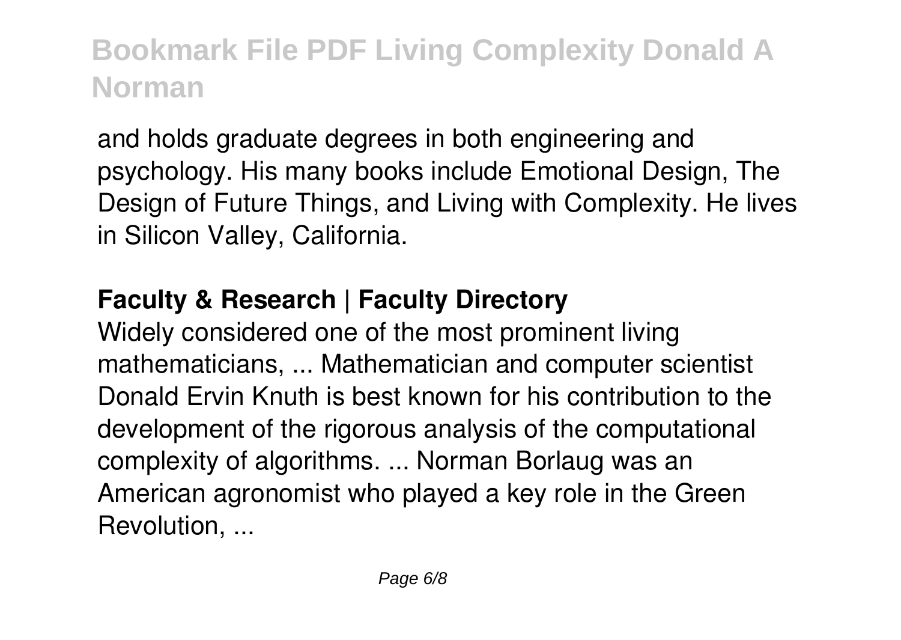and holds graduate degrees in both engineering and psychology. His many books include Emotional Design, The Design of Future Things, and Living with Complexity. He lives in Silicon Valley, California.

## Faculty & Research | Faculty Directory

Widely considered one of the most prominent living mathematicians, ... Mathematician and computer scientist Donald Ervin Knuth is best known for his contribution to the development of the rigorous analysis of the computational complexity of algorithms. ... Norman Borlaug was an American agronomist who played a key role in the Green Revolution, ...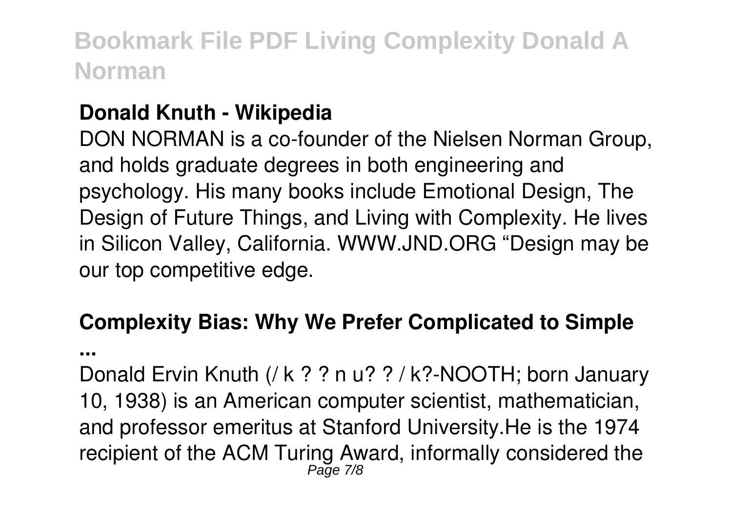## Donald Knuth - Wikipedia

DON NORMAN is a co-founder of the Nielsen Norman Group, and holds graduate degrees in both engineering and psychology. His many books include Emotional Design, The Design of Future Things, and Living with Complexity. He lives in Silicon Valley, California. WWW.JND.ORG "Design may be our top competitive edge.

## Complexity Bias: Why We Prefer Complicated to Simple ...

Donald Ervin Knuth (/ k ? ? n u? ? / k?-NOOTH; born January 10, 1938) is an American computer scientist, mathematician, and professor emeritus at Stanford University.He is the 1974 recipient of the ACM Turing Award, informally considered the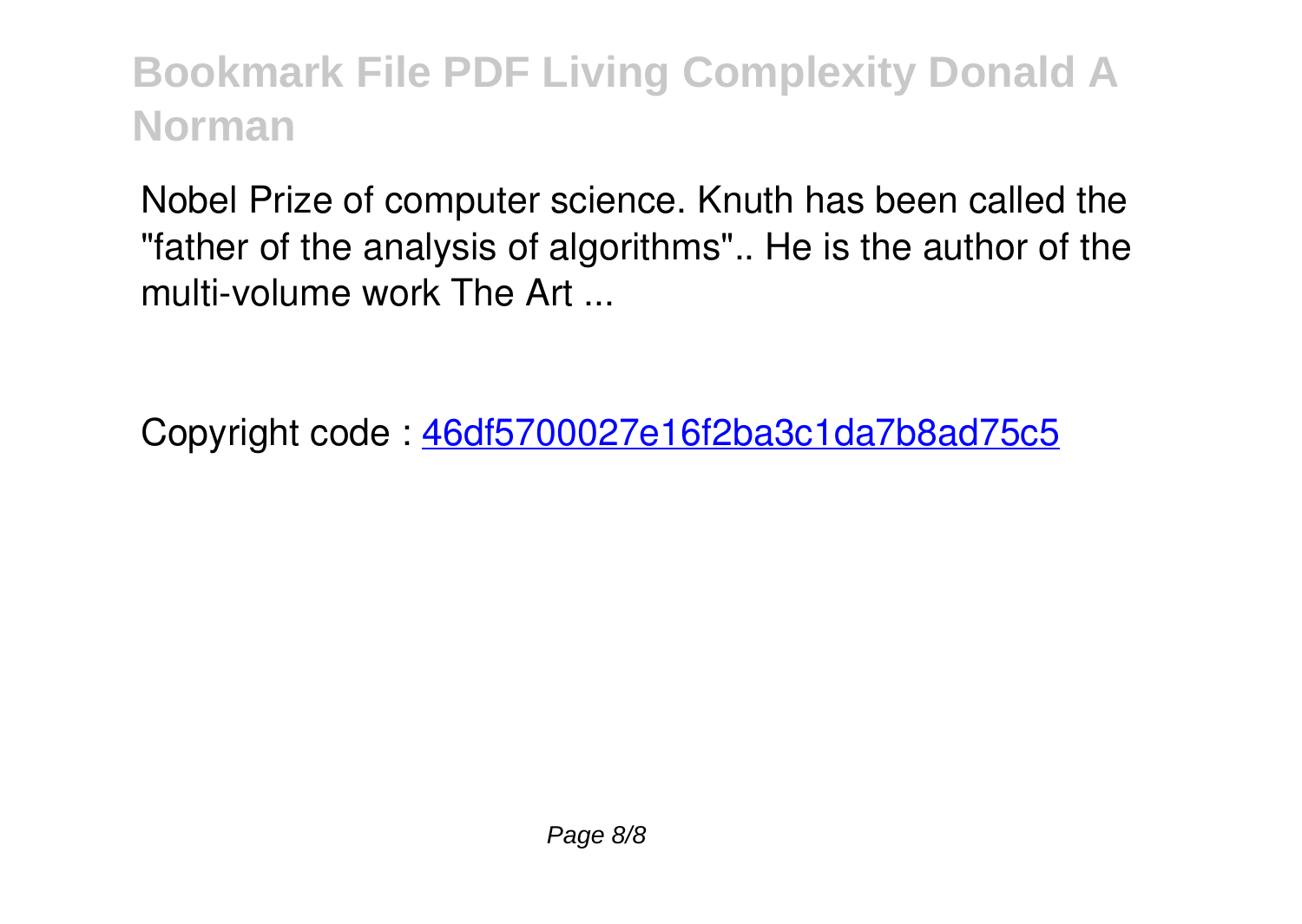Nobel Prize of computer science. Knuth has been called the "father of the analysis of algorithms".. He is the author of the multi-volume work The Art ...

Copyright code : 46df5700027e16f2ba3c1da7b8ad75c5